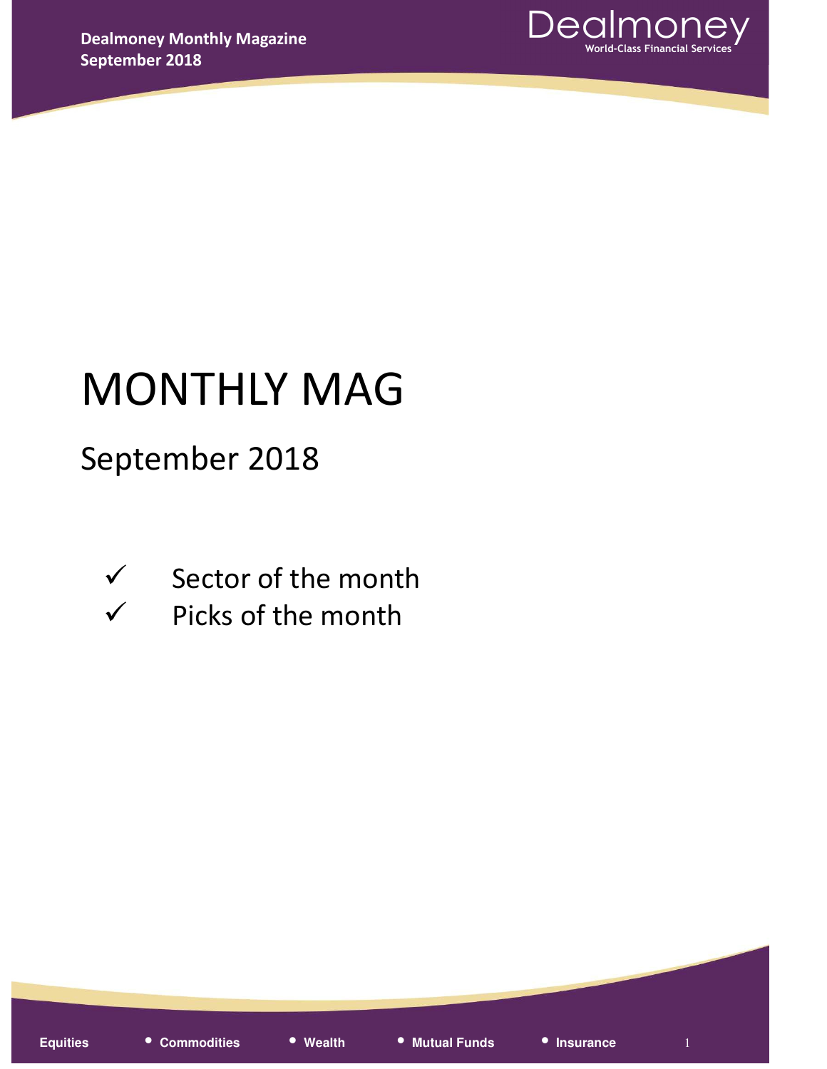# MONTHLY MAG

## September 2018

- ✓ Sector of the month
- ✓ Picks of the month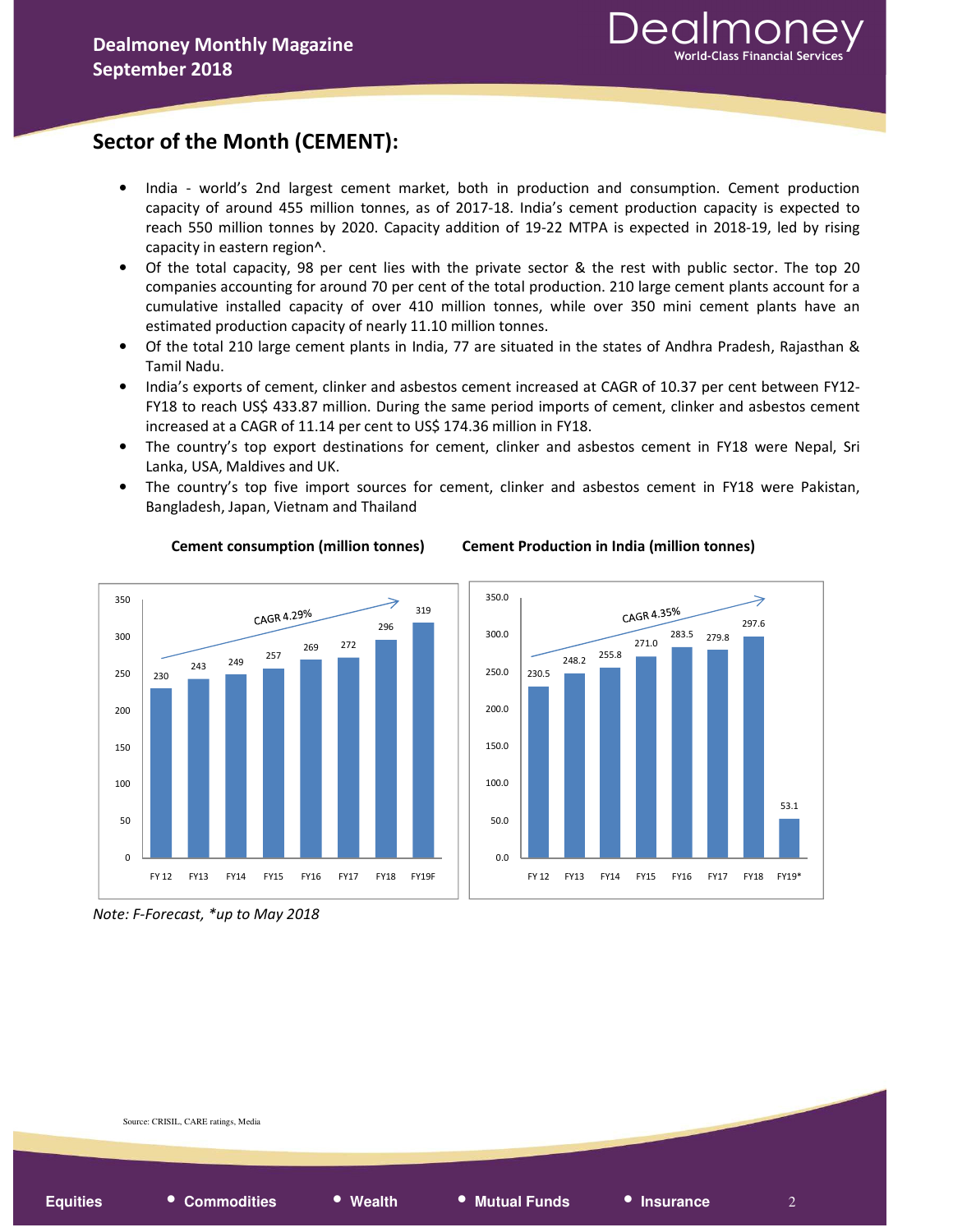## Sector of the Month (CEMENT):

- India - world's 2nd largest cement market, both in production and consumption. Cement production capacity of around 455 million tonnes, as of 2017-18. India's cement production capacity is expected to reach 550 million tonnes by 2020. Capacity addition of 19-22 MTPA is expected in 2018-19, led by rising capacity in eastern region^.
- Of the total capacity, 98 per cent lies with the private sector & the rest with public sector. The top 20 companies accounting for around 70 per cent of the total production. 210 large cement plants account for a cumulative installed capacity of over 410 million tonnes, while over 350 mini cement plants have an estimated production capacity of nearly 11.10 million tonnes.
- Of the total 210 large cement plants in India, 77 are situated in the states of Andhra Pradesh, Rajasthan & Tamil Nadu.
- India's exports of cement, clinker and asbestos cement increased at CAGR of 10.37 per cent between FY12-FY18 to reach US$ 433.87 million. During the same period imports of cement, clinker and asbestos cement increased at a CAGR of 11.14 per cent to US$ 174.36 million in FY18.
- The country's top export destinations for cement, clinker and asbestos cement in FY18 were Nepal, Sri Lanka, USA, Maldives and UK.
- The country's top five import sources for cement, clinker and asbestos cement in FY18 were Pakistan, Bangladesh, Japan, Vietnam and Thailand

**Cement consumption (million tonnes)**

CAGR 4.29%

| FY 12 | FY13 | FY14 | FY15 | FY16 | FY17 | FY18 | FY19F |
|---|---|---|---|---|---|---|---|
| 230 | 243 | 249 | 257 | 269 | 272 | 296 | 319 |

**Cement Production in India (million tonnes)**

CAGR 4.35%

| FY 12 | FY13 | FY14 | FY15 | FY16 | FY17 | FY18 | FY19* |
|---|---|---|---|---|---|---|---|
| 230.5 | 248.2 | 255.8 | 271.0 | 283.5 | 279.8 | 297.6 | 53.1 |

*Note: F-Forecast, *up to May 2018*

Source: CRISIL, CARE ratings, Media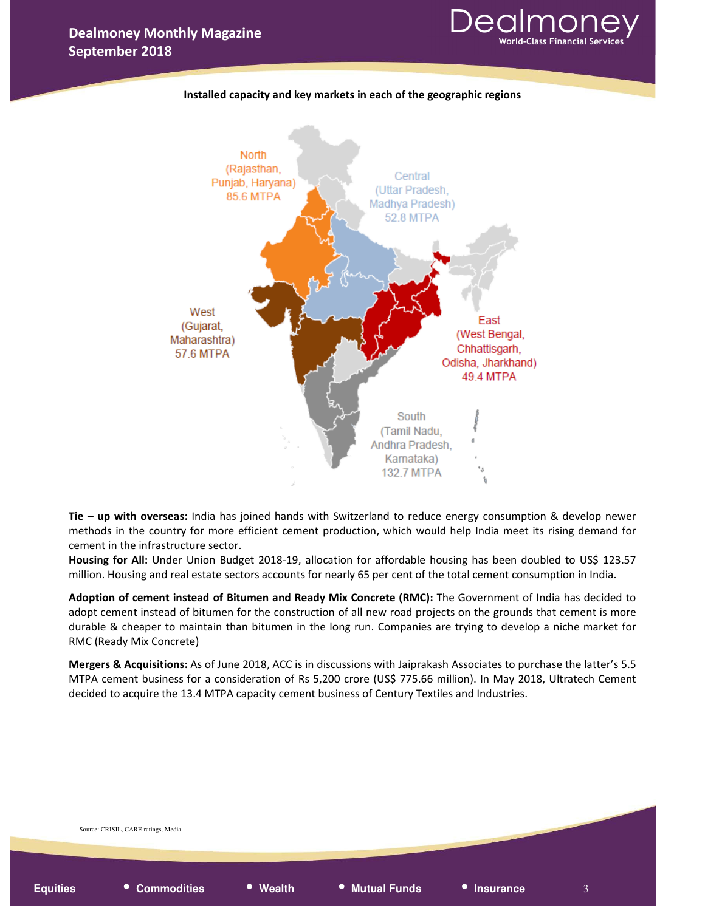**Installed capacity and key markets in each of the geographic regions**

North (Rajasthan, Punjab, Haryana) 85.6 MTPA

Central (Uttar Pradesh, Madhya Pradesh) 52.8 MTPA

West (Gujarat, Maharashtra) 57.6 MTPA

East (West Bengal, Chhattisgarh, Odisha, Jharkhand) 49.4 MTPA

South (Tamil Nadu, Andhra Pradesh, Karnataka) 132.7 MTPA

**Tie – up with overseas:** India has joined hands with Switzerland to reduce energy consumption & develop newer methods in the country for more efficient cement production, which would help India meet its rising demand for cement in the infrastructure sector.

**Housing for All:** Under Union Budget 2018-19, allocation for affordable housing has been doubled to US$ 123.57 million. Housing and real estate sectors accounts for nearly 65 per cent of the total cement consumption in India.

**Adoption of cement instead of Bitumen and Ready Mix Concrete (RMC):** The Government of India has decided to adopt cement instead of bitumen for the construction of all new road projects on the grounds that cement is more durable & cheaper to maintain than bitumen in the long run. Companies are trying to develop a niche market for RMC (Ready Mix Concrete)

**Mergers & Acquisitions:** As of June 2018, ACC is in discussions with Jaiprakash Associates to purchase the latter's 5.5 MTPA cement business for a consideration of Rs 5,200 crore (US$ 775.66 million). In May 2018, Ultratech Cement decided to acquire the 13.4 MTPA capacity cement business of Century Textiles and Industries.

Source: CRISIL, CARE ratings, Media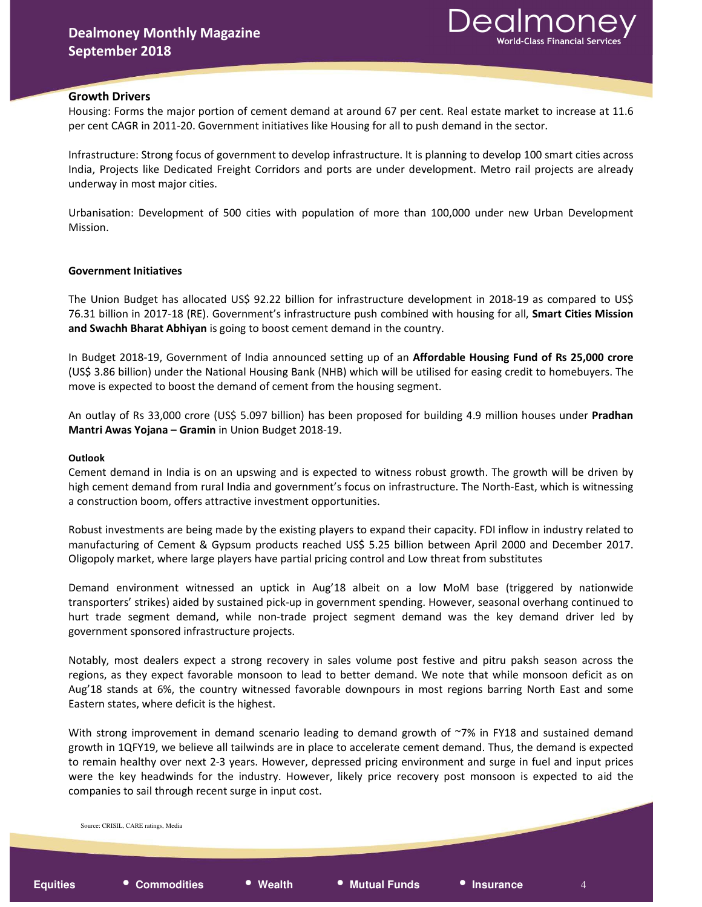## Growth Drivers

Housing: Forms the major portion of cement demand at around 67 per cent. Real estate market to increase at 11.6 per cent CAGR in 2011-20. Government initiatives like Housing for all to push demand in the sector.

Infrastructure: Strong focus of government to develop infrastructure. It is planning to develop 100 smart cities across India, Projects like Dedicated Freight Corridors and ports are under development. Metro rail projects are already underway in most major cities.

Urbanisation: Development of 500 cities with population of more than 100,000 under new Urban Development Mission.

## Government Initiatives

The Union Budget has allocated US$ 92.22 billion for infrastructure development in 2018-19 as compared to US$ 76.31 billion in 2017-18 (RE). Government's infrastructure push combined with housing for all, **Smart Cities Mission and Swachh Bharat Abhiyan** is going to boost cement demand in the country.

In Budget 2018-19, Government of India announced setting up of an **Affordable Housing Fund of Rs 25,000 crore** (US$ 3.86 billion) under the National Housing Bank (NHB) which will be utilised for easing credit to homebuyers. The move is expected to boost the demand of cement from the housing segment.

An outlay of Rs 33,000 crore (US$ 5.097 billion) has been proposed for building 4.9 million houses under **Pradhan Mantri Awas Yojana – Gramin** in Union Budget 2018-19.

### Outlook

Cement demand in India is on an upswing and is expected to witness robust growth. The growth will be driven by high cement demand from rural India and government's focus on infrastructure. The North-East, which is witnessing a construction boom, offers attractive investment opportunities.

Robust investments are being made by the existing players to expand their capacity. FDI inflow in industry related to manufacturing of Cement & Gypsum products reached US$ 5.25 billion between April 2000 and December 2017. Oligopoly market, where large players have partial pricing control and Low threat from substitutes

Demand environment witnessed an uptick in Aug'18 albeit on a low MoM base (triggered by nationwide transporters' strikes) aided by sustained pick-up in government spending. However, seasonal overhang continued to hurt trade segment demand, while non-trade project segment demand was the key demand driver led by government sponsored infrastructure projects.

Notably, most dealers expect a strong recovery in sales volume post festive and pitru paksh season across the regions, as they expect favorable monsoon to lead to better demand. We note that while monsoon deficit as on Aug'18 stands at 6%, the country witnessed favorable downpours in most regions barring North East and some Eastern states, where deficit is the highest.

With strong improvement in demand scenario leading to demand growth of ~7% in FY18 and sustained demand growth in 1QFY19, we believe all tailwinds are in place to accelerate cement demand. Thus, the demand is expected to remain healthy over next 2-3 years. However, depressed pricing environment and surge in fuel and input prices were the key headwinds for the industry. However, likely price recovery post monsoon is expected to aid the companies to sail through recent surge in input cost.

Source: CRISIL, CARE ratings, Media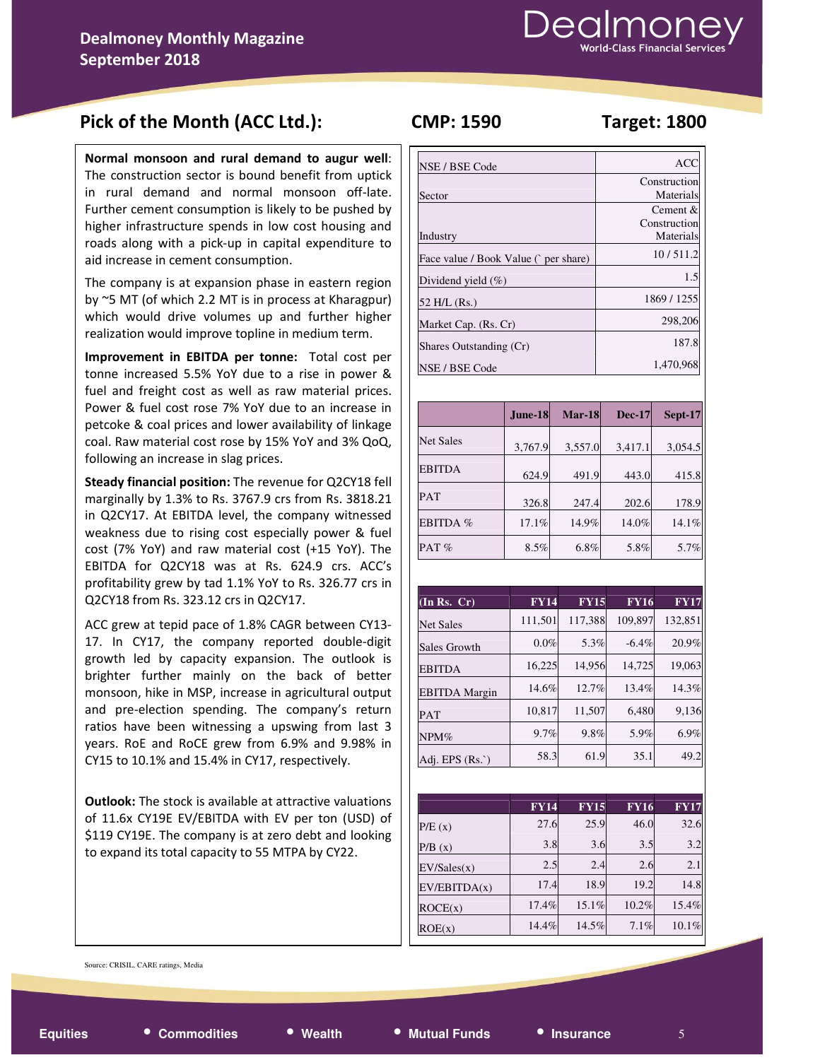## Pick of the Month (ACC Ltd.): CMP: 1590 Target: 1800

**Normal monsoon and rural demand to augur well**: The construction sector is bound benefit from uptick in rural demand and normal monsoon off-late. Further cement consumption is likely to be pushed by higher infrastructure spends in low cost housing and roads along with a pick-up in capital expenditure to aid increase in cement consumption.

The company is at expansion phase in eastern region by ~5 MT (of which 2.2 MT is in process at Kharagpur) which would drive volumes up and further higher realization would improve topline in medium term.

**Improvement in EBITDA per tonne:** Total cost per tonne increased 5.5% YoY due to a rise in power & fuel and freight cost as well as raw material prices. Power & fuel cost rose 7% YoY due to an increase in petcoke & coal prices and lower availability of linkage coal. Raw material cost rose by 15% YoY and 3% QoQ, following an increase in slag prices.

**Steady financial position:** The revenue for Q2CY18 fell marginally by 1.3% to Rs. 3767.9 crs from Rs. 3818.21 in Q2CY17. At EBITDA level, the company witnessed weakness due to rising cost especially power & fuel cost (7% YoY) and raw material cost (+15 YoY). The EBITDA for Q2CY18 was at Rs. 624.9 crs. ACC's profitability grew by tad 1.1% YoY to Rs. 326.77 crs in Q2CY18 from Rs. 323.12 crs in Q2CY17.

ACC grew at tepid pace of 1.8% CAGR between CY13-17. In CY17, the company reported double-digit growth led by capacity expansion. The outlook is brighter further mainly on the back of better monsoon, hike in MSP, increase in agricultural output and pre-election spending. The company's return ratios have been witnessing a upswing from last 3 years. RoE and RoCE grew from 6.9% and 9.98% in CY15 to 10.1% and 15.4% in CY17, respectively.

**Outlook:** The stock is available at attractive valuations of 11.6x CY19E EV/EBITDA with EV per ton (USD) of $119 CY19E. The company is at zero debt and looking to expand its total capacity to 55 MTPA by CY22.

| | |
|---|---|
| NSE / BSE Code | ACC |
| Sector | Construction Materials |
| Industry | Cement & Construction Materials |
| Face value / Book Value (` per share) | 10 / 511.2 |
| Dividend yield (%) | 1.5 |
| 52 H/L (Rs.) | 1869 / 1255 |
| Market Cap. (Rs. Cr) | 298,206 |
| Shares Outstanding (Cr) | 187.8 |
| NSE / BSE Code | 1,470,968 |

| | June-18 | Mar-18 | Dec-17 | Sept-17 |
|---|---|---|---|---|
| Net Sales | 3,767.9 | 3,557.0 | 3,417.1 | 3,054.5 |
| EBITDA | 624.9 | 491.9 | 443.0 | 415.8 |
| PAT | 326.8 | 247.4 | 202.6 | 178.9 |
| EBITDA % | 17.1% | 14.9% | 14.0% | 14.1% |
| PAT % | 8.5% | 6.8% | 5.8% | 5.7% |

| (In Rs. Cr) | FY14 | FY15 | FY16 | FY17 |
|---|---|---|---|---|
| Net Sales | 111,501 | 117,388 | 109,897 | 132,851 |
| Sales Growth | 0.0% | 5.3% | -6.4% | 20.9% |
| EBITDA | 16,225 | 14,956 | 14,725 | 19,063 |
| EBITDA Margin | 14.6% | 12.7% | 13.4% | 14.3% |
| PAT | 10,817 | 11,507 | 6,480 | 9,136 |
| NPM% | 9.7% | 9.8% | 5.9% | 6.9% |
| Adj. EPS (Rs.`) | 58.3 | 61.9 | 35.1 | 49.2 |

| | FY14 | FY15 | FY16 | FY17 |
|---|---|---|---|---|
| P/E (x) | 27.6 | 25.9 | 46.0 | 32.6 |
| P/B (x) | 3.8 | 3.6 | 3.5 | 3.2 |
| EV/Sales(x) | 2.5 | 2.4 | 2.6 | 2.1 |
| EV/EBITDA(x) | 17.4 | 18.9 | 19.2 | 14.8 |
| ROCE(x) | 17.4% | 15.1% | 10.2% | 15.4% |
| ROE(x) | 14.4% | 14.5% | 7.1% | 10.1% |

Source: CRISIL, CARE ratings, Media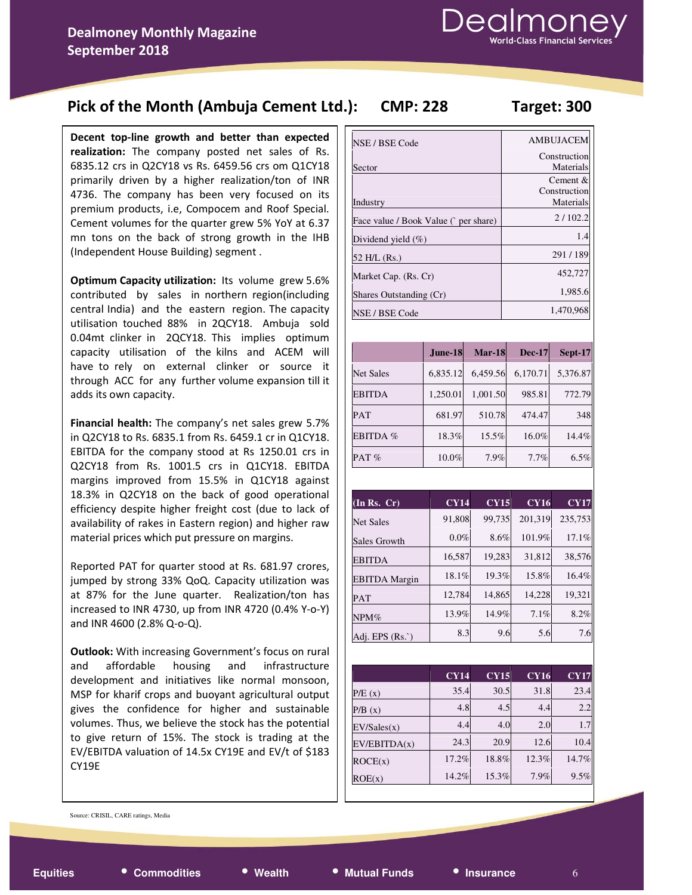## Pick of the Month (Ambuja Cement Ltd.): CMP: 228 Target: 300

**Decent top-line growth and better than expected realization:** The company posted net sales of Rs. 6835.12 crs in Q2CY18 vs Rs. 6459.56 crs om Q1CY18 primarily driven by a higher realization/ton of INR 4736. The company has been very focused on its premium products, i.e, Compocem and Roof Special. Cement volumes for the quarter grew 5% YoY at 6.37 mn tons on the back of strong growth in the IHB (Independent House Building) segment .

**Optimum Capacity utilization:** Its volume grew 5.6% contributed by sales in northern region(including central India) and the eastern region. The capacity utilisation touched 88% in 2QCY18. Ambuja sold 0.04mt clinker in 2QCY18. This implies optimum capacity utilisation of the kilns and ACEM will have to rely on external clinker or source it through ACC for any further volume expansion till it adds its own capacity.

**Financial health:** The company's net sales grew 5.7% in Q2CY18 to Rs. 6835.1 from Rs. 6459.1 cr in Q1CY18. EBITDA for the company stood at Rs 1250.01 crs in Q2CY18 from Rs. 1001.5 crs in Q1CY18. EBITDA margins improved from 15.5% in Q1CY18 against 18.3% in Q2CY18 on the back of good operational efficiency despite higher freight cost (due to lack of availability of rakes in Eastern region) and higher raw material prices which put pressure on margins.

Reported PAT for quarter stood at Rs. 681.97 crores, jumped by strong 33% QoQ. Capacity utilization was at 87% for the June quarter. Realization/ton has increased to INR 4730, up from INR 4720 (0.4% Y-o-Y) and INR 4600 (2.8% Q-o-Q).

**Outlook:** With increasing Government's focus on rural and affordable housing and infrastructure development and initiatives like normal monsoon, MSP for kharif crops and buoyant agricultural output gives the confidence for higher and sustainable volumes. Thus, we believe the stock has the potential to give return of 15%. The stock is trading at the EV/EBITDA valuation of 14.5x CY19E and EV/t of $183 CY19E

| | |
|---|---|
| NSE / BSE Code | AMBUJACEM |
| Sector | Construction Materials |
| Industry | Cement & Construction Materials |
| Face value / Book Value (` per share) | 2 / 102.2 |
| Dividend yield (%) | 1.4 |
| 52 H/L (Rs.) | 291 / 189 |
| Market Cap. (Rs. Cr) | 452,727 |
| Shares Outstanding (Cr) | 1,985.6 |
| NSE / BSE Code | 1,470,968 |

| | June-18 | Mar-18 | Dec-17 | Sept-17 |
|---|---|---|---|---|
| Net Sales | 6,835.12 | 6,459.56 | 6,170.71 | 5,376.87 |
| EBITDA | 1,250.01 | 1,001.50 | 985.81 | 772.79 |
| PAT | 681.97 | 510.78 | 474.47 | 348 |
| EBITDA % | 18.3% | 15.5% | 16.0% | 14.4% |
| PAT % | 10.0% | 7.9% | 7.7% | 6.5% |

| (In Rs. Cr) | CY14 | CY15 | CY16 | CY17 |
|---|---|---|---|---|
| Net Sales | 91,808 | 99,735 | 201,319 | 235,753 |
| Sales Growth | 0.0% | 8.6% | 101.9% | 17.1% |
| EBITDA | 16,587 | 19,283 | 31,812 | 38,576 |
| EBITDA Margin | 18.1% | 19.3% | 15.8% | 16.4% |
| PAT | 12,784 | 14,865 | 14,228 | 19,321 |
| NPM% | 13.9% | 14.9% | 7.1% | 8.2% |
| Adj. EPS (Rs.`) | 8.3 | 9.6 | 5.6 | 7.6 |

| | CY14 | CY15 | CY16 | CY17 |
|---|---|---|---|---|
| P/E (x) | 35.4 | 30.5 | 31.8 | 23.4 |
| P/B (x) | 4.8 | 4.5 | 4.4 | 2.2 |
| EV/Sales(x) | 4.4 | 4.0 | 2.0 | 1.7 |
| EV/EBITDA(x) | 24.3 | 20.9 | 12.6 | 10.4 |
| ROCE(x) | 17.2% | 18.8% | 12.3% | 14.7% |
| ROE(x) | 14.2% | 15.3% | 7.9% | 9.5% |

Source: CRISIL, CARE ratings, Media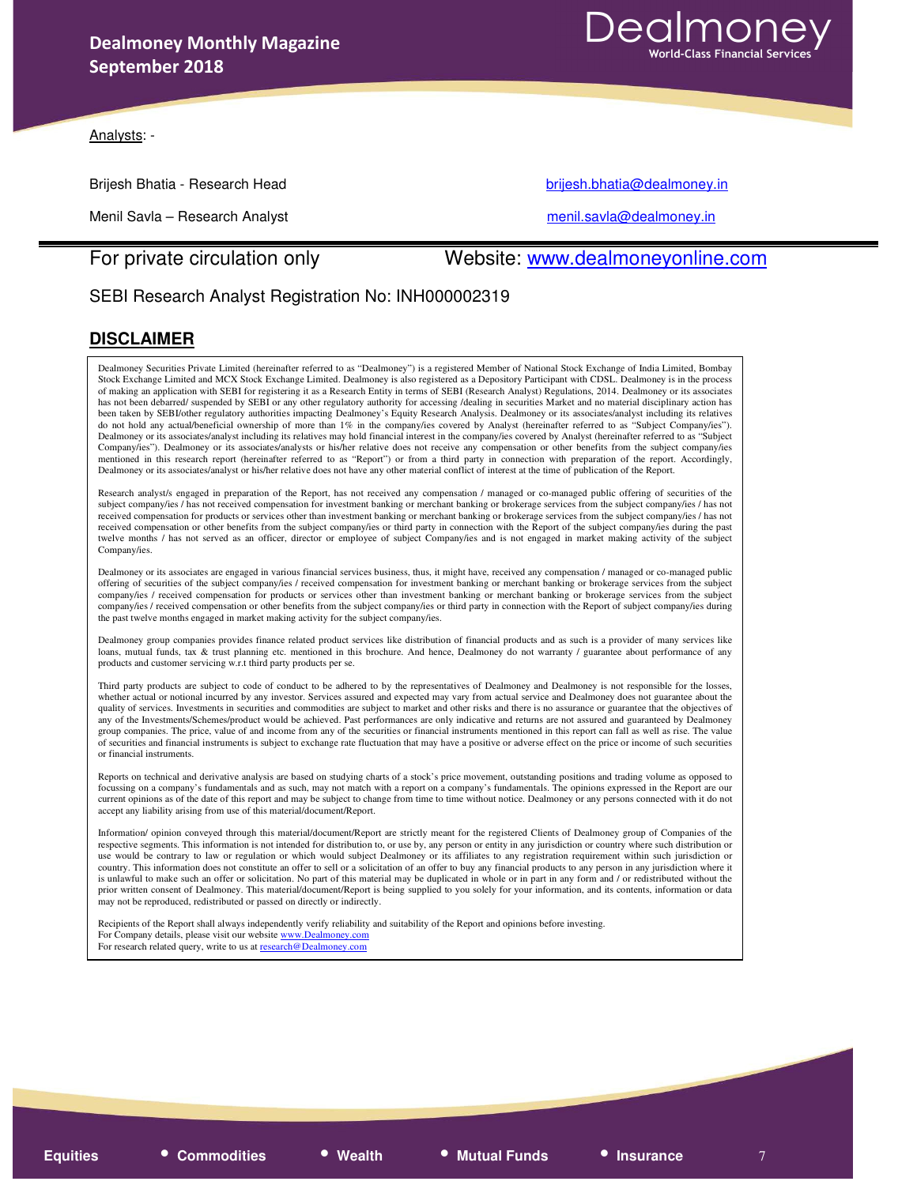Analysts: -

Brijesh Bhatia - Research Head brijesh.bhatia@dealmoney.in

Menil Savla – Research Analyst menil.savla@dealmoney.in

For private circulation only Website: www.dealmoneyonline.com

SEBI Research Analyst Registration No: INH000002319

## DISCLAIMER

Dealmoney Securities Private Limited (hereinafter referred to as "Dealmoney") is a registered Member of National Stock Exchange of India Limited, Bombay Stock Exchange Limited and MCX Stock Exchange Limited. Dealmoney is also registered as a Depository Participant with CDSL. Dealmoney is in the process of making an application with SEBI for registering it as a Research Entity in terms of SEBI (Research Analyst) Regulations, 2014. Dealmoney or its associates has not been debarred/ suspended by SEBI or any other regulatory authority for accessing /dealing in securities Market and no material disciplinary action has been taken by SEBI/other regulatory authorities impacting Dealmoney's Equity Research Analysis. Dealmoney or its associates/analyst including its relatives do not hold any actual/beneficial ownership of more than 1% in the company/ies covered by Analyst (hereinafter referred to as "Subject Company/ies"). Dealmoney or its associates/analyst including its relatives may hold financial interest in the company/ies covered by Analyst (hereinafter referred to as "Subject Company/ies"). Dealmoney or its associates/analysts or his/her relative does not receive any compensation or other benefits from the subject company/ies mentioned in this research report (hereinafter referred to as "Report") or from a third party in connection with preparation of the report. Accordingly, Dealmoney or its associates/analyst or his/her relative does not have any other material conflict of interest at the time of publication of the Report.

Research analyst/s engaged in preparation of the Report, has not received any compensation / managed or co-managed public offering of securities of the subject company/ies / has not received compensation for investment banking or merchant banking or brokerage services from the subject company/ies / has not received compensation for products or services other than investment banking or merchant banking or brokerage services from the subject company/ies / has not received compensation or other benefits from the subject company/ies or third party in connection with the Report of the subject company/ies during the past twelve months / has not served as an officer, director or employee of subject Company/ies and is not engaged in market making activity of the subject Company/ies.

Dealmoney or its associates are engaged in various financial services business, thus, it might have, received any compensation / managed or co-managed public offering of securities of the subject company/ies / received compensation for investment banking or merchant banking or brokerage services from the subject company/ies / received compensation for products or services other than investment banking or merchant banking or brokerage services from the subject company/ies / received compensation or other benefits from the subject company/ies or third party in connection with the Report of subject company/ies during the past twelve months engaged in market making activity for the subject company/ies.

Dealmoney group companies provides finance related product services like distribution of financial products and as such is a provider of many services like loans, mutual funds, tax & trust planning etc. mentioned in this brochure. And hence, Dealmoney do not warranty / guarantee about performance of any products and customer servicing w.r.t third party products per se.

Third party products are subject to code of conduct to be adhered to by the representatives of Dealmoney and Dealmoney is not responsible for the losses, whether actual or notional incurred by any investor. Services assured and expected may vary from actual service and Dealmoney does not guarantee about the quality of services. Investments in securities and commodities are subject to market and other risks and there is no assurance or guarantee that the objectives of any of the Investments/Schemes/product would be achieved. Past performances are only indicative and returns are not assured and guaranteed by Dealmoney group companies. The price, value of and income from any of the securities or financial instruments mentioned in this report can fall as well as rise. The value of securities and financial instruments is subject to exchange rate fluctuation that may have a positive or adverse effect on the price or income of such securities or financial instruments.

Reports on technical and derivative analysis are based on studying charts of a stock's price movement, outstanding positions and trading volume as opposed to focussing on a company's fundamentals and as such, may not match with a report on a company's fundamentals. The opinions expressed in the Report are our current opinions as of the date of this report and may be subject to change from time to time without notice. Dealmoney or any persons connected with it do not accept any liability arising from use of this material/document/Report.

Information/ opinion conveyed through this material/document/Report are strictly meant for the registered Clients of Dealmoney group of Companies of the respective segments. This information is not intended for distribution to, or use by, any person or entity in any jurisdiction or country where such distribution or use would be contrary to law or regulation or which would subject Dealmoney or its affiliates to any registration requirement within such jurisdiction or country. This information does not constitute an offer to sell or a solicitation of an offer to buy any financial products to any person in any jurisdiction where it is unlawful to make such an offer or solicitation. No part of this material may be duplicated in whole or in part in any form and / or redistributed without the prior written consent of Dealmoney. This material/document/Report is being supplied to you solely for your information, and its contents, information or data may not be reproduced, redistributed or passed on directly or indirectly.

Recipients of the Report shall always independently verify reliability and suitability of the Report and opinions before investing.
For Company details, please visit our website www.Dealmoney.com
For research related query, write to us at research@Dealmoney.com